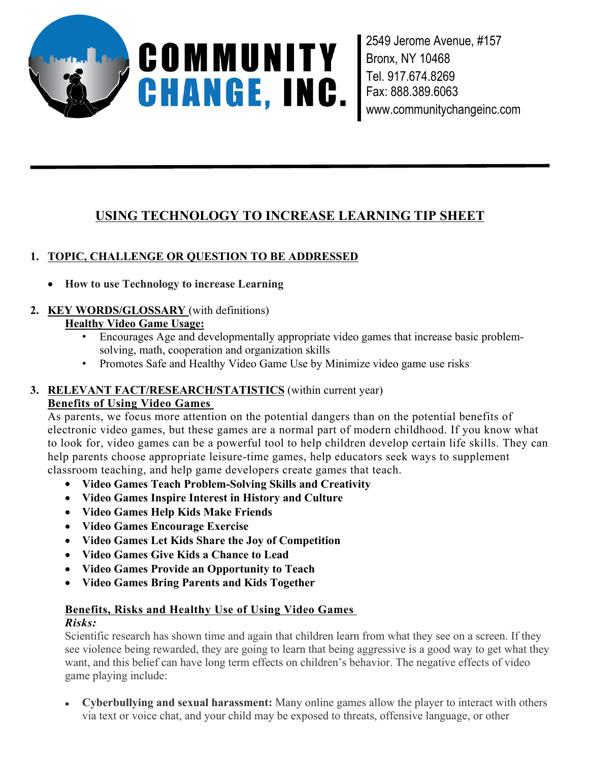**COMMUNITY CHANGE, INC.**

2549 Jerome Avenue, #157
Bronx, NY 10468
Tel. 917.674.8269
Fax: 888.389.6063
www.communitychangeinc.com

---

# USING TECHNOLOGY TO INCREASE LEARNING TIP SHEET

## 1. TOPIC, CHALLENGE OR QUESTION TO BE ADDRESSED

- **How to use Technology to increase Learning**

## 2. KEY WORDS/GLOSSARY (with definitions)

**Healthy Video Game Usage:**

- Encourages Age and developmentally appropriate video games that increase basic problem-solving, math, cooperation and organization skills
- Promotes Safe and Healthy Video Game Use by Minimize video game use risks

## 3. RELEVANT FACT/RESEARCH/STATISTICS (within current year)

**Benefits of Using Video Games**

As parents, we focus more attention on the potential dangers than on the potential benefits of electronic video games, but these games are a normal part of modern childhood. If you know what to look for, video games can be a powerful tool to help children develop certain life skills. They can help parents choose appropriate leisure-time games, help educators seek ways to supplement classroom teaching, and help game developers create games that teach.

- **Video Games Teach Problem-Solving Skills and Creativity**
- **Video Games Inspire Interest in History and Culture**
- **Video Games Help Kids Make Friends**
- **Video Games Encourage Exercise**
- **Video Games Let Kids Share the Joy of Competition**
- **Video Games Give Kids a Chance to Lead**
- **Video Games Provide an Opportunity to Teach**
- **Video Games Bring Parents and Kids Together**

**Benefits, Risks and Healthy Use of Using Video Games**

***Risks:***

Scientific research has shown time and again that children learn from what they see on a screen. If they see violence being rewarded, they are going to learn that being aggressive is a good way to get what they want, and this belief can have long term effects on children's behavior. The negative effects of video game playing include:

- **Cyberbullying and sexual harassment:** Many online games allow the player to interact with others via text or voice chat, and your child may be exposed to threats, offensive language, or other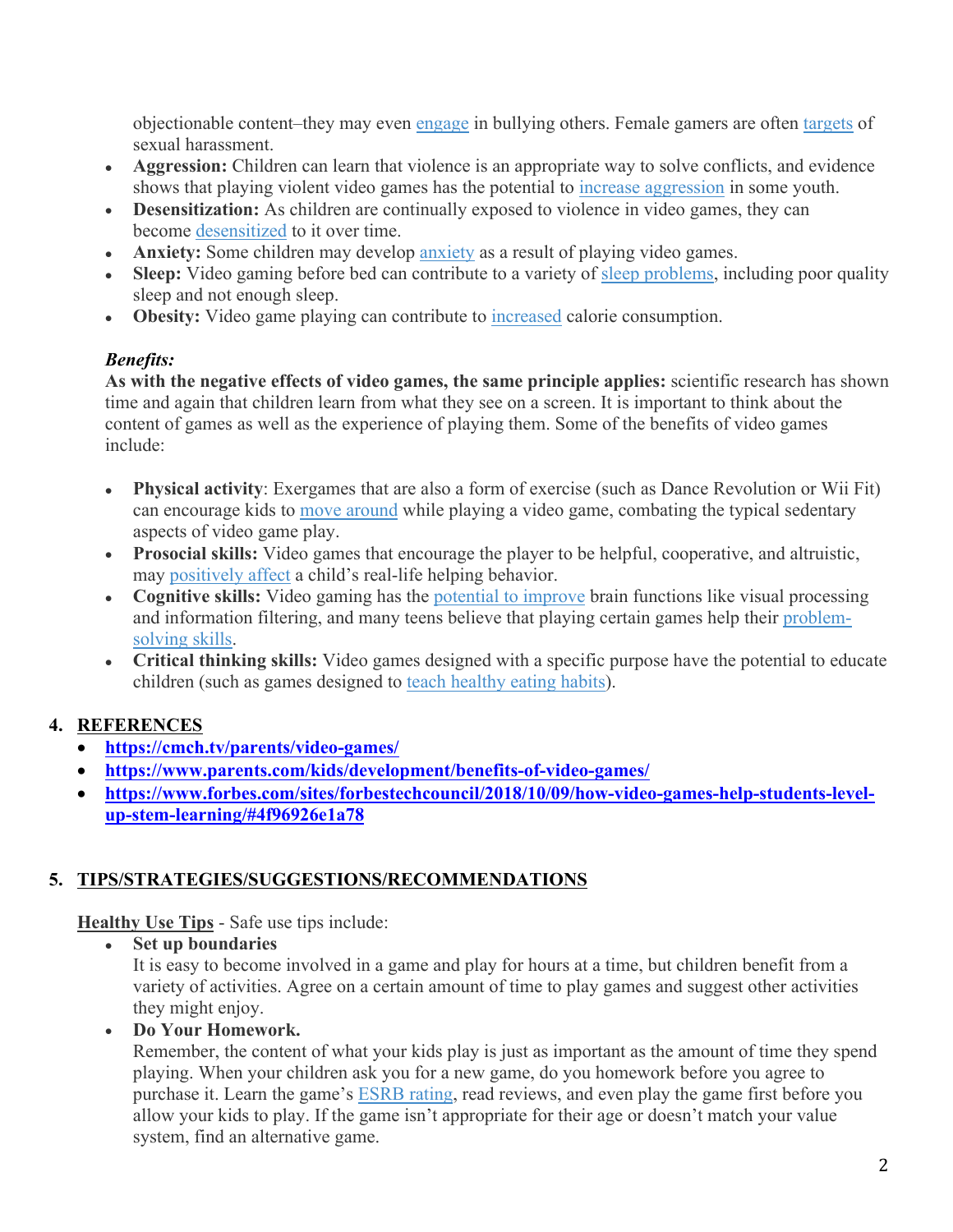objectionable content–they may even engage in bullying others. Female gamers are often targets of sexual harassment.

- **Aggression:** Children can learn that violence is an appropriate way to solve conflicts, and evidence shows that playing violent video games has the potential to increase aggression in some youth.
- **Desensitization:** As children are continually exposed to violence in video games, they can become desensitized to it over time.
- **Anxiety:** Some children may develop anxiety as a result of playing video games.
- **Sleep:** Video gaming before bed can contribute to a variety of sleep problems, including poor quality sleep and not enough sleep.
- **Obesity:** Video game playing can contribute to increased calorie consumption.

***Benefits:***

**As with the negative effects of video games, the same principle applies:** scientific research has shown time and again that children learn from what they see on a screen. It is important to think about the content of games as well as the experience of playing them. Some of the benefits of video games include:

- **Physical activity**: Exergames that are also a form of exercise (such as Dance Revolution or Wii Fit) can encourage kids to move around while playing a video game, combating the typical sedentary aspects of video game play.
- **Prosocial skills:** Video games that encourage the player to be helpful, cooperative, and altruistic, may positively affect a child's real-life helping behavior.
- **Cognitive skills:** Video gaming has the potential to improve brain functions like visual processing and information filtering, and many teens believe that playing certain games help their problem-solving skills.
- **Critical thinking skills:** Video games designed with a specific purpose have the potential to educate children (such as games designed to teach healthy eating habits).

## 4. REFERENCES

- **https://cmch.tv/parents/video-games/**
- **https://www.parents.com/kids/development/benefits-of-video-games/**
- **https://www.forbes.com/sites/forbestechcouncil/2018/10/09/how-video-games-help-students-level-up-stem-learning/#4f96926e1a78**

## 5. TIPS/STRATEGIES/SUGGESTIONS/RECOMMENDATIONS

Healthy Use Tips - Safe use tips include:

- **Set up boundaries**
  It is easy to become involved in a game and play for hours at a time, but children benefit from a variety of activities. Agree on a certain amount of time to play games and suggest other activities they might enjoy.
- **Do Your Homework.**
  Remember, the content of what your kids play is just as important as the amount of time they spend playing. When your children ask you for a new game, do you homework before you agree to purchase it. Learn the game's ESRB rating, read reviews, and even play the game first before you allow your kids to play. If the game isn't appropriate for their age or doesn't match your value system, find an alternative game.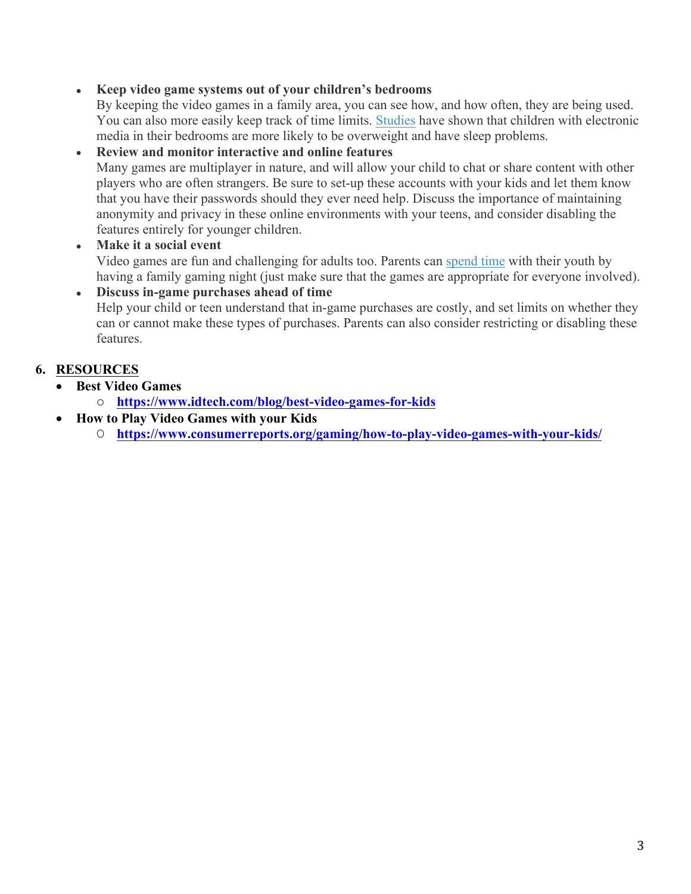- **Keep video game systems out of your children's bedrooms**
  By keeping the video games in a family area, you can see how, and how often, they are being used. You can also more easily keep track of time limits. Studies have shown that children with electronic media in their bedrooms are more likely to be overweight and have sleep problems.
- **Review and monitor interactive and online features**
  Many games are multiplayer in nature, and will allow your child to chat or share content with other players who are often strangers. Be sure to set-up these accounts with your kids and let them know that you have their passwords should they ever need help. Discuss the importance of maintaining anonymity and privacy in these online environments with your teens, and consider disabling the features entirely for younger children.
- **Make it a social event**
  Video games are fun and challenging for adults too. Parents can spend time with their youth by having a family gaming night (just make sure that the games are appropriate for everyone involved).
- **Discuss in-game purchases ahead of time**
  Help your child or teen understand that in-game purchases are costly, and set limits on whether they can or cannot make these types of purchases. Parents can also consider restricting or disabling these features.

## 6. RESOURCES

- **Best Video Games**
  - **https://www.idtech.com/blog/best-video-games-for-kids**
- **How to Play Video Games with your Kids**
  - **https://www.consumerreports.org/gaming/how-to-play-video-games-with-your-kids/**